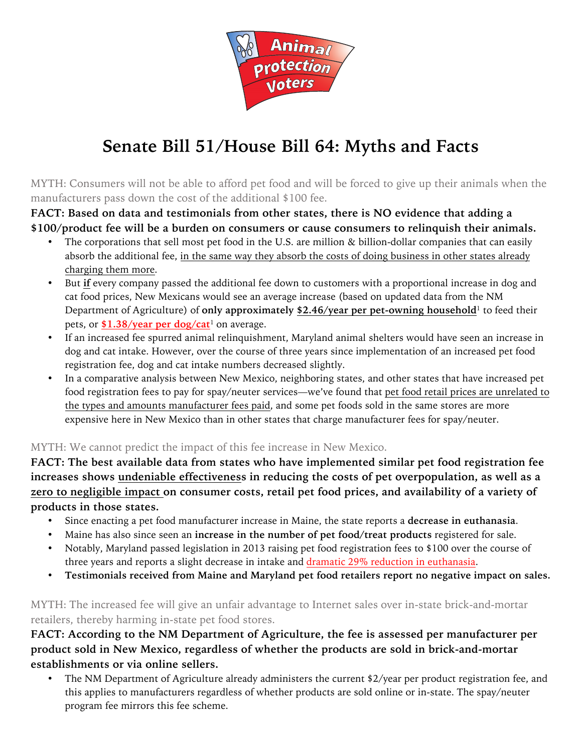# Senate Bill 51/House Bill 64: Myths and Facts

MYTH: Consumers will not be able to afford pet food and will be forced to give up their animals when the manufacturers pass down the cost of the additional $100 fee.

**FACT: Based on data and testimonials from other states, there is NO evidence that adding a $100/product fee will be a burden on consumers or cause consumers to relinquish their animals.**

- The corporations that sell most pet food in the U.S. are million & billion-dollar companies that can easily absorb the additional fee, in the same way they absorb the costs of doing business in other states already charging them more.
- But **if** every company passed the additional fee down to customers with a proportional increase in dog and cat food prices, New Mexicans would see an average increase (based on updated data from the NM Department of Agriculture) of **only approximately $2.46/year per pet-owning household**[1] to feed their pets, or **$1.38/year per dog/cat**[1] on average.
- If an increased fee spurred animal relinquishment, Maryland animal shelters would have seen an increase in dog and cat intake. However, over the course of three years since implementation of an increased pet food registration fee, dog and cat intake numbers decreased slightly.
- In a comparative analysis between New Mexico, neighboring states, and other states that have increased pet food registration fees to pay for spay/neuter services—we've found that pet food retail prices are unrelated to the types and amounts manufacturer fees paid, and some pet foods sold in the same stores are more expensive here in New Mexico than in other states that charge manufacturer fees for spay/neuter.

MYTH: We cannot predict the impact of this fee increase in New Mexico.

**FACT: The best available data from states who have implemented similar pet food registration fee increases shows undeniable effectiveness in reducing the costs of pet overpopulation, as well as a zero to negligible impact on consumer costs, retail pet food prices, and availability of a variety of products in those states.**

- Since enacting a pet food manufacturer increase in Maine, the state reports a **decrease in euthanasia**.
- Maine has also since seen an **increase in the number of pet food/treat products** registered for sale.
- Notably, Maryland passed legislation in 2013 raising pet food registration fees to $100 over the course of three years and reports a slight decrease in intake and dramatic 29% reduction in euthanasia.
- **Testimonials received from Maine and Maryland pet food retailers report no negative impact on sales.**

MYTH: The increased fee will give an unfair advantage to Internet sales over in-state brick-and-mortar retailers, thereby harming in-state pet food stores.

**FACT: According to the NM Department of Agriculture, the fee is assessed per manufacturer per product sold in New Mexico, regardless of whether the products are sold in brick-and-mortar establishments or via online sellers.**

- The NM Department of Agriculture already administers the current $2/year per product registration fee, and this applies to manufacturers regardless of whether products are sold online or in-state. The spay/neuter program fee mirrors this fee scheme.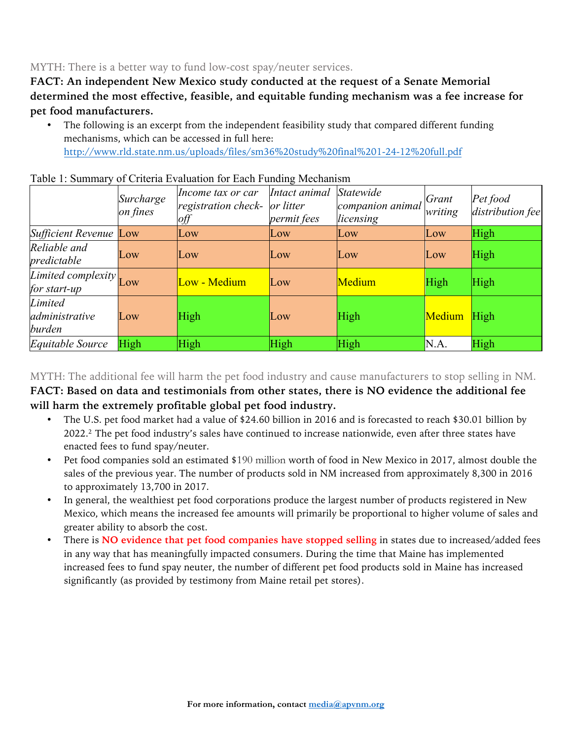MYTH: There is a better way to fund low-cost spay/neuter services.

**FACT: An independent New Mexico study conducted at the request of a Senate Memorial determined the most effective, feasible, and equitable funding mechanism was a fee increase for pet food manufacturers.**

- The following is an excerpt from the independent feasibility study that compared different funding mechanisms, which can be accessed in full here: http://www.rld.state.nm.us/uploads/files/sm36%20study%20final%201-24-12%20full.pdf

Table 1: Summary of Criteria Evaluation for Each Funding Mechanism

| | *Surcharge on fines* | *Income tax or car registration check-off* | *Intact animal or litter permit fees* | *Statewide companion animal licensing* | *Grant writing* | *Pet food distribution fee* |
|---|---|---|---|---|---|---|
| *Sufficient Revenue* | Low | Low | Low | Low | Low | High |
| *Reliable and predictable* | Low | Low | Low | Low | Low | High |
| *Limited complexity for start-up* | Low | Low - Medium | Low | Medium | High | High |
| *Limited administrative burden* | Low | High | Low | High | Medium | High |
| *Equitable Source* | High | High | High | High | N.A. | High |

MYTH: The additional fee will harm the pet food industry and cause manufacturers to stop selling in NM.

**FACT: Based on data and testimonials from other states, there is NO evidence the additional fee will harm the extremely profitable global pet food industry.**

- The U.S. pet food market had a value of $24.60 billion in 2016 and is forecasted to reach $30.01 billion by 2022.[2] The pet food industry's sales have continued to increase nationwide, even after three states have enacted fees to fund spay/neuter.
- Pet food companies sold an estimated $190 million worth of food in New Mexico in 2017, almost double the sales of the previous year. The number of products sold in NM increased from approximately 8,300 in 2016 to approximately 13,700 in 2017.
- In general, the wealthiest pet food corporations produce the largest number of products registered in New Mexico, which means the increased fee amounts will primarily be proportional to higher volume of sales and greater ability to absorb the cost.
- There is **NO evidence that pet food companies have stopped selling** in states due to increased/added fees in any way that has meaningfully impacted consumers. During the time that Maine has implemented increased fees to fund spay neuter, the number of different pet food products sold in Maine has increased significantly (as provided by testimony from Maine retail pet stores).

**For more information, contact media@apvnm.org**